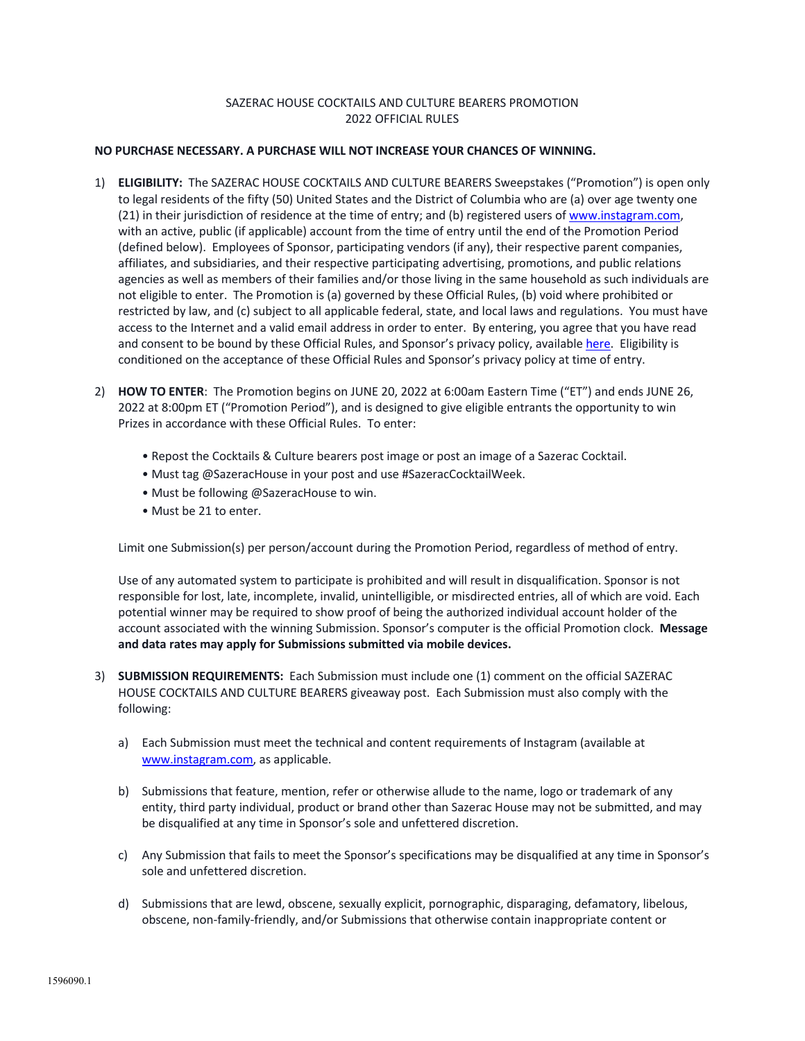SAZERAC HOUSE COCKTAILS AND CULTURE BEARERS PROMOTION
2022 OFFICIAL RULES

**NO PURCHASE NECESSARY. A PURCHASE WILL NOT INCREASE YOUR CHANCES OF WINNING.**

1) **ELIGIBILITY:** The SAZERAC HOUSE COCKTAILS AND CULTURE BEARERS Sweepstakes ("Promotion") is open only to legal residents of the fifty (50) United States and the District of Columbia who are (a) over age twenty one (21) in their jurisdiction of residence at the time of entry; and (b) registered users of www.instagram.com, with an active, public (if applicable) account from the time of entry until the end of the Promotion Period (defined below). Employees of Sponsor, participating vendors (if any), their respective parent companies, affiliates, and subsidiaries, and their respective participating advertising, promotions, and public relations agencies as well as members of their families and/or those living in the same household as such individuals are not eligible to enter. The Promotion is (a) governed by these Official Rules, (b) void where prohibited or restricted by law, and (c) subject to all applicable federal, state, and local laws and regulations. You must have access to the Internet and a valid email address in order to enter. By entering, you agree that you have read and consent to be bound by these Official Rules, and Sponsor's privacy policy, available here. Eligibility is conditioned on the acceptance of these Official Rules and Sponsor's privacy policy at time of entry.

2) **HOW TO ENTER**: The Promotion begins on JUNE 20, 2022 at 6:00am Eastern Time ("ET") and ends JUNE 26, 2022 at 8:00pm ET ("Promotion Period"), and is designed to give eligible entrants the opportunity to win Prizes in accordance with these Official Rules. To enter:

   - Repost the Cocktails & Culture bearers post image or post an image of a Sazerac Cocktail.
   - Must tag @SazeracHouse in your post and use #SazeracCocktailWeek.
   - Must be following @SazeracHouse to win.
   - Must be 21 to enter.

   Limit one Submission(s) per person/account during the Promotion Period, regardless of method of entry.

   Use of any automated system to participate is prohibited and will result in disqualification. Sponsor is not responsible for lost, late, incomplete, invalid, unintelligible, or misdirected entries, all of which are void. Each potential winner may be required to show proof of being the authorized individual account holder of the account associated with the winning Submission. Sponsor's computer is the official Promotion clock. **Message and data rates may apply for Submissions submitted via mobile devices.**

3) **SUBMISSION REQUIREMENTS:** Each Submission must include one (1) comment on the official SAZERAC HOUSE COCKTAILS AND CULTURE BEARERS giveaway post. Each Submission must also comply with the following:

   a) Each Submission must meet the technical and content requirements of Instagram (available at www.instagram.com, as applicable.

   b) Submissions that feature, mention, refer or otherwise allude to the name, logo or trademark of any entity, third party individual, product or brand other than Sazerac House may not be submitted, and may be disqualified at any time in Sponsor's sole and unfettered discretion.

   c) Any Submission that fails to meet the Sponsor's specifications may be disqualified at any time in Sponsor's sole and unfettered discretion.

   d) Submissions that are lewd, obscene, sexually explicit, pornographic, disparaging, defamatory, libelous, obscene, non-family-friendly, and/or Submissions that otherwise contain inappropriate content or

1596090.1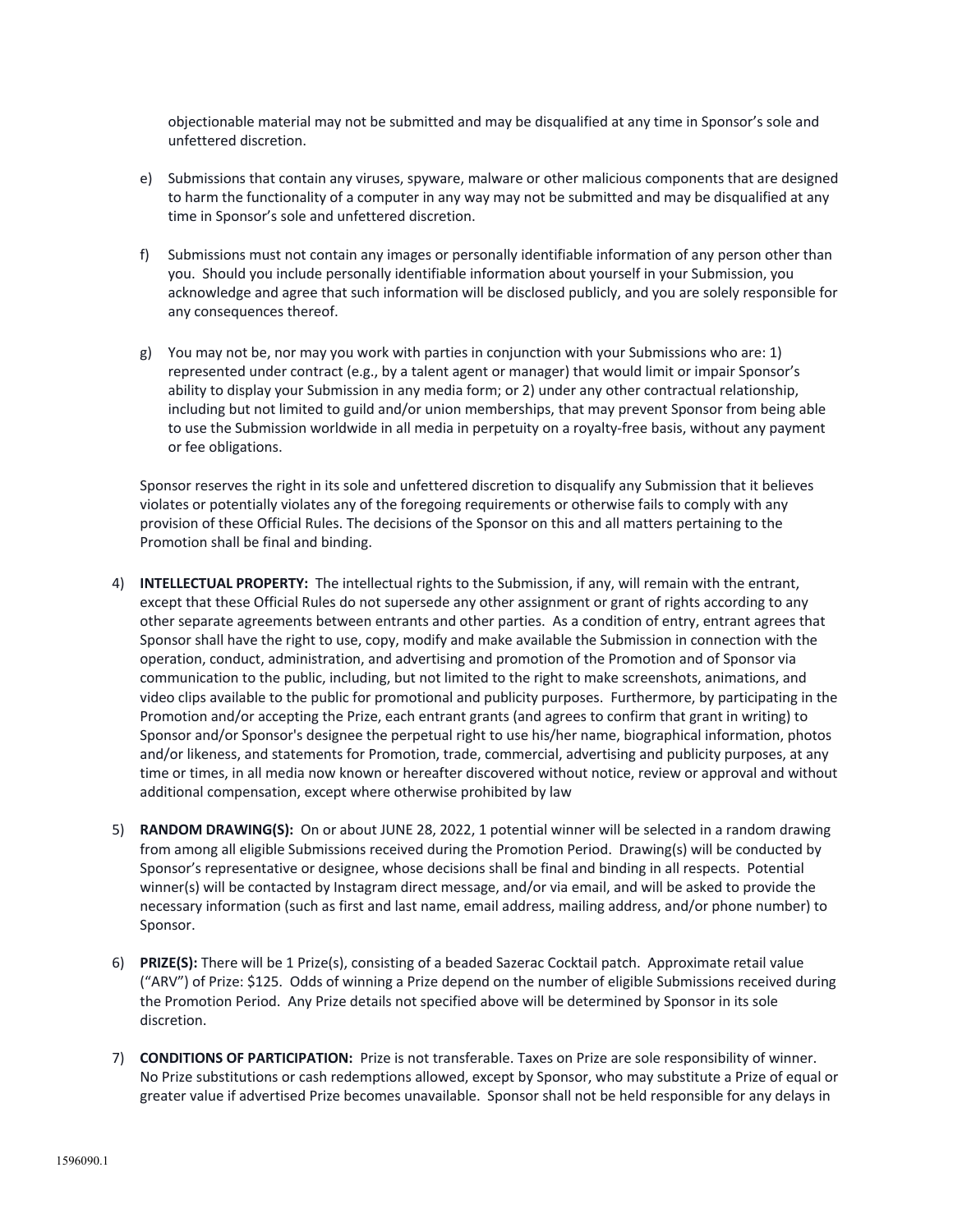objectionable material may not be submitted and may be disqualified at any time in Sponsor's sole and unfettered discretion.

e) Submissions that contain any viruses, spyware, malware or other malicious components that are designed to harm the functionality of a computer in any way may not be submitted and may be disqualified at any time in Sponsor's sole and unfettered discretion.

f) Submissions must not contain any images or personally identifiable information of any person other than you. Should you include personally identifiable information about yourself in your Submission, you acknowledge and agree that such information will be disclosed publicly, and you are solely responsible for any consequences thereof.

g) You may not be, nor may you work with parties in conjunction with your Submissions who are: 1) represented under contract (e.g., by a talent agent or manager) that would limit or impair Sponsor's ability to display your Submission in any media form; or 2) under any other contractual relationship, including but not limited to guild and/or union memberships, that may prevent Sponsor from being able to use the Submission worldwide in all media in perpetuity on a royalty-free basis, without any payment or fee obligations.

Sponsor reserves the right in its sole and unfettered discretion to disqualify any Submission that it believes violates or potentially violates any of the foregoing requirements or otherwise fails to comply with any provision of these Official Rules. The decisions of the Sponsor on this and all matters pertaining to the Promotion shall be final and binding.

4) **INTELLECTUAL PROPERTY:** The intellectual rights to the Submission, if any, will remain with the entrant, except that these Official Rules do not supersede any other assignment or grant of rights according to any other separate agreements between entrants and other parties. As a condition of entry, entrant agrees that Sponsor shall have the right to use, copy, modify and make available the Submission in connection with the operation, conduct, administration, and advertising and promotion of the Promotion and of Sponsor via communication to the public, including, but not limited to the right to make screenshots, animations, and video clips available to the public for promotional and publicity purposes. Furthermore, by participating in the Promotion and/or accepting the Prize, each entrant grants (and agrees to confirm that grant in writing) to Sponsor and/or Sponsor's designee the perpetual right to use his/her name, biographical information, photos and/or likeness, and statements for Promotion, trade, commercial, advertising and publicity purposes, at any time or times, in all media now known or hereafter discovered without notice, review or approval and without additional compensation, except where otherwise prohibited by law

5) **RANDOM DRAWING(S):** On or about JUNE 28, 2022, 1 potential winner will be selected in a random drawing from among all eligible Submissions received during the Promotion Period. Drawing(s) will be conducted by Sponsor's representative or designee, whose decisions shall be final and binding in all respects. Potential winner(s) will be contacted by Instagram direct message, and/or via email, and will be asked to provide the necessary information (such as first and last name, email address, mailing address, and/or phone number) to Sponsor.

6) **PRIZE(S):** There will be 1 Prize(s), consisting of a beaded Sazerac Cocktail patch. Approximate retail value ("ARV") of Prize: $125. Odds of winning a Prize depend on the number of eligible Submissions received during the Promotion Period. Any Prize details not specified above will be determined by Sponsor in its sole discretion.

7) **CONDITIONS OF PARTICIPATION:** Prize is not transferable. Taxes on Prize are sole responsibility of winner. No Prize substitutions or cash redemptions allowed, except by Sponsor, who may substitute a Prize of equal or greater value if advertised Prize becomes unavailable. Sponsor shall not be held responsible for any delays in

1596090.1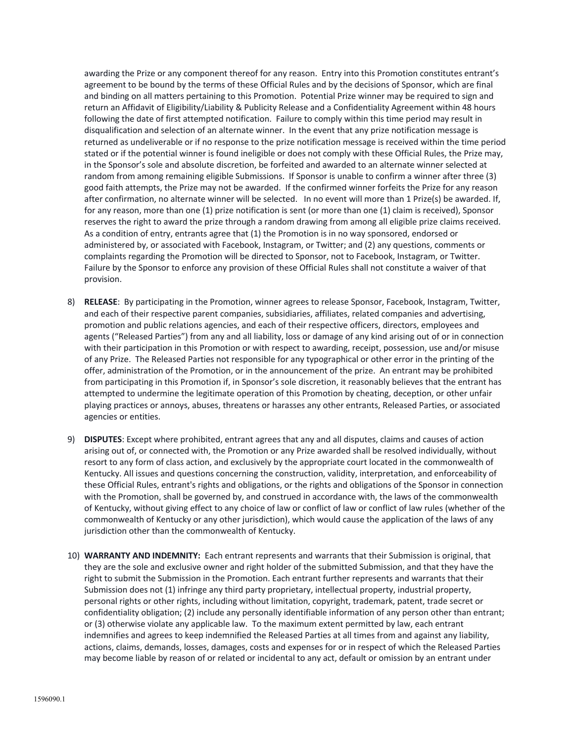awarding the Prize or any component thereof for any reason. Entry into this Promotion constitutes entrant's agreement to be bound by the terms of these Official Rules and by the decisions of Sponsor, which are final and binding on all matters pertaining to this Promotion. Potential Prize winner may be required to sign and return an Affidavit of Eligibility/Liability & Publicity Release and a Confidentiality Agreement within 48 hours following the date of first attempted notification. Failure to comply within this time period may result in disqualification and selection of an alternate winner. In the event that any prize notification message is returned as undeliverable or if no response to the prize notification message is received within the time period stated or if the potential winner is found ineligible or does not comply with these Official Rules, the Prize may, in the Sponsor's sole and absolute discretion, be forfeited and awarded to an alternate winner selected at random from among remaining eligible Submissions. If Sponsor is unable to confirm a winner after three (3) good faith attempts, the Prize may not be awarded. If the confirmed winner forfeits the Prize for any reason after confirmation, no alternate winner will be selected. In no event will more than 1 Prize(s) be awarded. If, for any reason, more than one (1) prize notification is sent (or more than one (1) claim is received), Sponsor reserves the right to award the prize through a random drawing from among all eligible prize claims received. As a condition of entry, entrants agree that (1) the Promotion is in no way sponsored, endorsed or administered by, or associated with Facebook, Instagram, or Twitter; and (2) any questions, comments or complaints regarding the Promotion will be directed to Sponsor, not to Facebook, Instagram, or Twitter. Failure by the Sponsor to enforce any provision of these Official Rules shall not constitute a waiver of that provision.

8) **RELEASE**: By participating in the Promotion, winner agrees to release Sponsor, Facebook, Instagram, Twitter, and each of their respective parent companies, subsidiaries, affiliates, related companies and advertising, promotion and public relations agencies, and each of their respective officers, directors, employees and agents ("Released Parties") from any and all liability, loss or damage of any kind arising out of or in connection with their participation in this Promotion or with respect to awarding, receipt, possession, use and/or misuse of any Prize. The Released Parties not responsible for any typographical or other error in the printing of the offer, administration of the Promotion, or in the announcement of the prize. An entrant may be prohibited from participating in this Promotion if, in Sponsor's sole discretion, it reasonably believes that the entrant has attempted to undermine the legitimate operation of this Promotion by cheating, deception, or other unfair playing practices or annoys, abuses, threatens or harasses any other entrants, Released Parties, or associated agencies or entities.

9) **DISPUTES**: Except where prohibited, entrant agrees that any and all disputes, claims and causes of action arising out of, or connected with, the Promotion or any Prize awarded shall be resolved individually, without resort to any form of class action, and exclusively by the appropriate court located in the commonwealth of Kentucky. All issues and questions concerning the construction, validity, interpretation, and enforceability of these Official Rules, entrant's rights and obligations, or the rights and obligations of the Sponsor in connection with the Promotion, shall be governed by, and construed in accordance with, the laws of the commonwealth of Kentucky, without giving effect to any choice of law or conflict of law or conflict of law rules (whether of the commonwealth of Kentucky or any other jurisdiction), which would cause the application of the laws of any jurisdiction other than the commonwealth of Kentucky.

10) **WARRANTY AND INDEMNITY:** Each entrant represents and warrants that their Submission is original, that they are the sole and exclusive owner and right holder of the submitted Submission, and that they have the right to submit the Submission in the Promotion. Each entrant further represents and warrants that their Submission does not (1) infringe any third party proprietary, intellectual property, industrial property, personal rights or other rights, including without limitation, copyright, trademark, patent, trade secret or confidentiality obligation; (2) include any personally identifiable information of any person other than entrant; or (3) otherwise violate any applicable law. To the maximum extent permitted by law, each entrant indemnifies and agrees to keep indemnified the Released Parties at all times from and against any liability, actions, claims, demands, losses, damages, costs and expenses for or in respect of which the Released Parties may become liable by reason of or related or incidental to any act, default or omission by an entrant under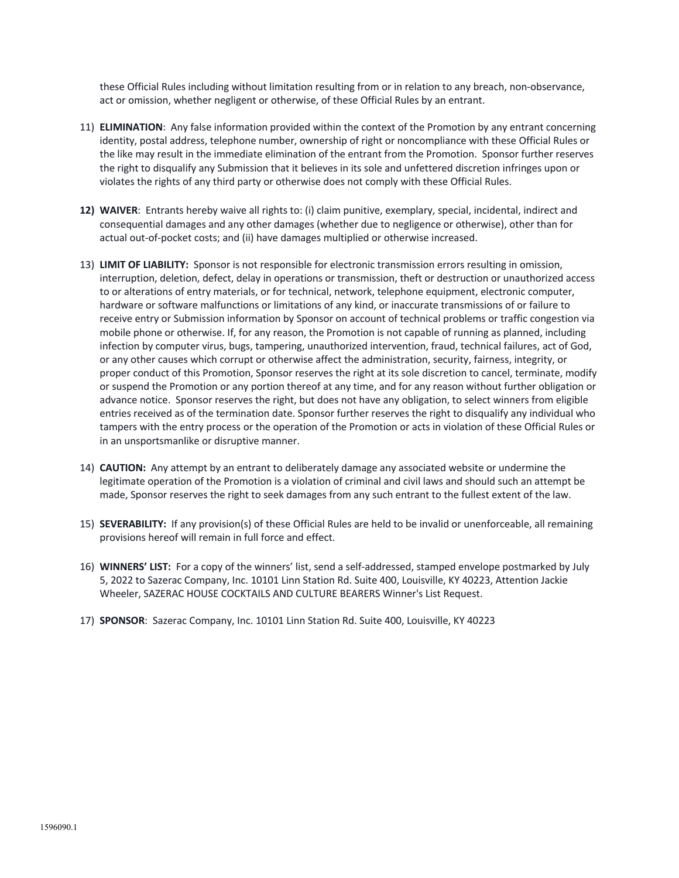these Official Rules including without limitation resulting from or in relation to any breach, non-observance, act or omission, whether negligent or otherwise, of these Official Rules by an entrant.

11) **ELIMINATION**: Any false information provided within the context of the Promotion by any entrant concerning identity, postal address, telephone number, ownership of right or noncompliance with these Official Rules or the like may result in the immediate elimination of the entrant from the Promotion. Sponsor further reserves the right to disqualify any Submission that it believes in its sole and unfettered discretion infringes upon or violates the rights of any third party or otherwise does not comply with these Official Rules.

12) **WAIVER**: Entrants hereby waive all rights to: (i) claim punitive, exemplary, special, incidental, indirect and consequential damages and any other damages (whether due to negligence or otherwise), other than for actual out-of-pocket costs; and (ii) have damages multiplied or otherwise increased.

13) **LIMIT OF LIABILITY:** Sponsor is not responsible for electronic transmission errors resulting in omission, interruption, deletion, defect, delay in operations or transmission, theft or destruction or unauthorized access to or alterations of entry materials, or for technical, network, telephone equipment, electronic computer, hardware or software malfunctions or limitations of any kind, or inaccurate transmissions of or failure to receive entry or Submission information by Sponsor on account of technical problems or traffic congestion via mobile phone or otherwise. If, for any reason, the Promotion is not capable of running as planned, including infection by computer virus, bugs, tampering, unauthorized intervention, fraud, technical failures, act of God, or any other causes which corrupt or otherwise affect the administration, security, fairness, integrity, or proper conduct of this Promotion, Sponsor reserves the right at its sole discretion to cancel, terminate, modify or suspend the Promotion or any portion thereof at any time, and for any reason without further obligation or advance notice. Sponsor reserves the right, but does not have any obligation, to select winners from eligible entries received as of the termination date. Sponsor further reserves the right to disqualify any individual who tampers with the entry process or the operation of the Promotion or acts in violation of these Official Rules or in an unsportsmanlike or disruptive manner.

14) **CAUTION:** Any attempt by an entrant to deliberately damage any associated website or undermine the legitimate operation of the Promotion is a violation of criminal and civil laws and should such an attempt be made, Sponsor reserves the right to seek damages from any such entrant to the fullest extent of the law.

15) **SEVERABILITY:** If any provision(s) of these Official Rules are held to be invalid or unenforceable, all remaining provisions hereof will remain in full force and effect.

16) **WINNERS' LIST:** For a copy of the winners' list, send a self-addressed, stamped envelope postmarked by July 5, 2022 to Sazerac Company, Inc. 10101 Linn Station Rd. Suite 400, Louisville, KY 40223, Attention Jackie Wheeler, SAZERAC HOUSE COCKTAILS AND CULTURE BEARERS Winner's List Request.

17) **SPONSOR**: Sazerac Company, Inc. 10101 Linn Station Rd. Suite 400, Louisville, KY 40223

1596090.1